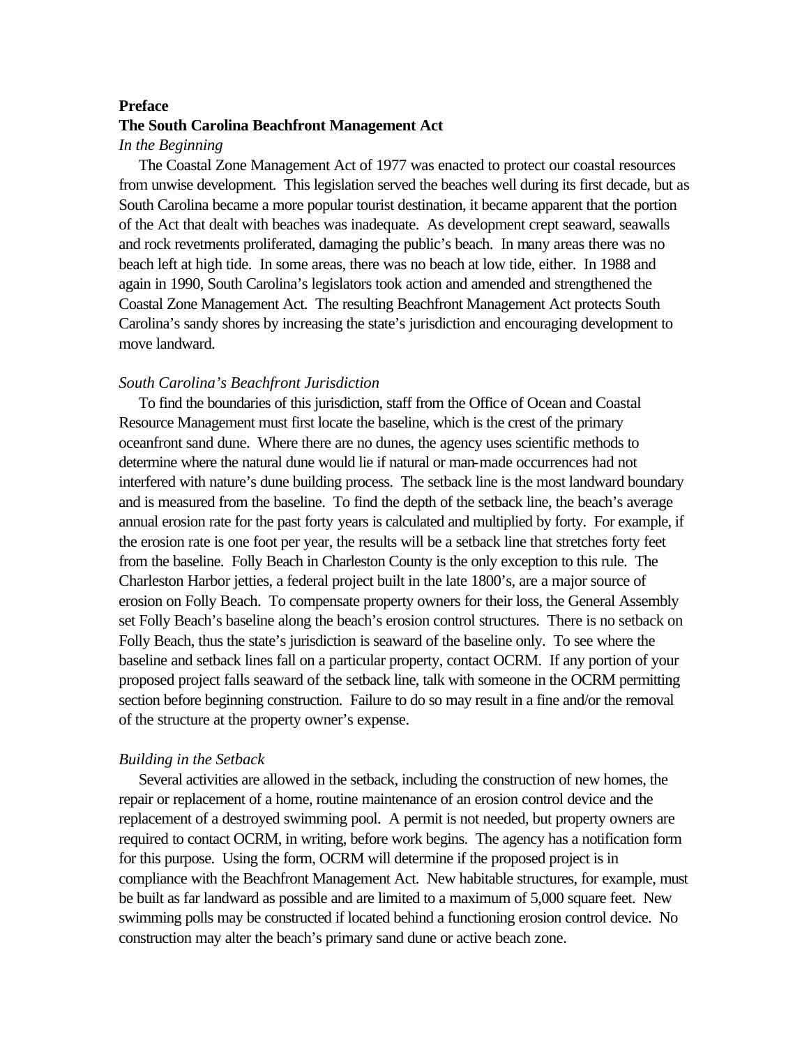**Preface**

**The South Carolina Beachfront Management Act**

*In the Beginning*

The Coastal Zone Management Act of 1977 was enacted to protect our coastal resources from unwise development. This legislation served the beaches well during its first decade, but as South Carolina became a more popular tourist destination, it became apparent that the portion of the Act that dealt with beaches was inadequate. As development crept seaward, seawalls and rock revetments proliferated, damaging the public's beach. In many areas there was no beach left at high tide. In some areas, there was no beach at low tide, either. In 1988 and again in 1990, South Carolina's legislators took action and amended and strengthened the Coastal Zone Management Act. The resulting Beachfront Management Act protects South Carolina's sandy shores by increasing the state's jurisdiction and encouraging development to move landward.

*South Carolina's Beachfront Jurisdiction*

To find the boundaries of this jurisdiction, staff from the Office of Ocean and Coastal Resource Management must first locate the baseline, which is the crest of the primary oceanfront sand dune. Where there are no dunes, the agency uses scientific methods to determine where the natural dune would lie if natural or man-made occurrences had not interfered with nature's dune building process. The setback line is the most landward boundary and is measured from the baseline. To find the depth of the setback line, the beach's average annual erosion rate for the past forty years is calculated and multiplied by forty. For example, if the erosion rate is one foot per year, the results will be a setback line that stretches forty feet from the baseline. Folly Beach in Charleston County is the only exception to this rule. The Charleston Harbor jetties, a federal project built in the late 1800's, are a major source of erosion on Folly Beach. To compensate property owners for their loss, the General Assembly set Folly Beach's baseline along the beach's erosion control structures. There is no setback on Folly Beach, thus the state's jurisdiction is seaward of the baseline only. To see where the baseline and setback lines fall on a particular property, contact OCRM. If any portion of your proposed project falls seaward of the setback line, talk with someone in the OCRM permitting section before beginning construction. Failure to do so may result in a fine and/or the removal of the structure at the property owner's expense.

*Building in the Setback*

Several activities are allowed in the setback, including the construction of new homes, the repair or replacement of a home, routine maintenance of an erosion control device and the replacement of a destroyed swimming pool. A permit is not needed, but property owners are required to contact OCRM, in writing, before work begins. The agency has a notification form for this purpose. Using the form, OCRM will determine if the proposed project is in compliance with the Beachfront Management Act. New habitable structures, for example, must be built as far landward as possible and are limited to a maximum of 5,000 square feet. New swimming polls may be constructed if located behind a functioning erosion control device. No construction may alter the beach's primary sand dune or active beach zone.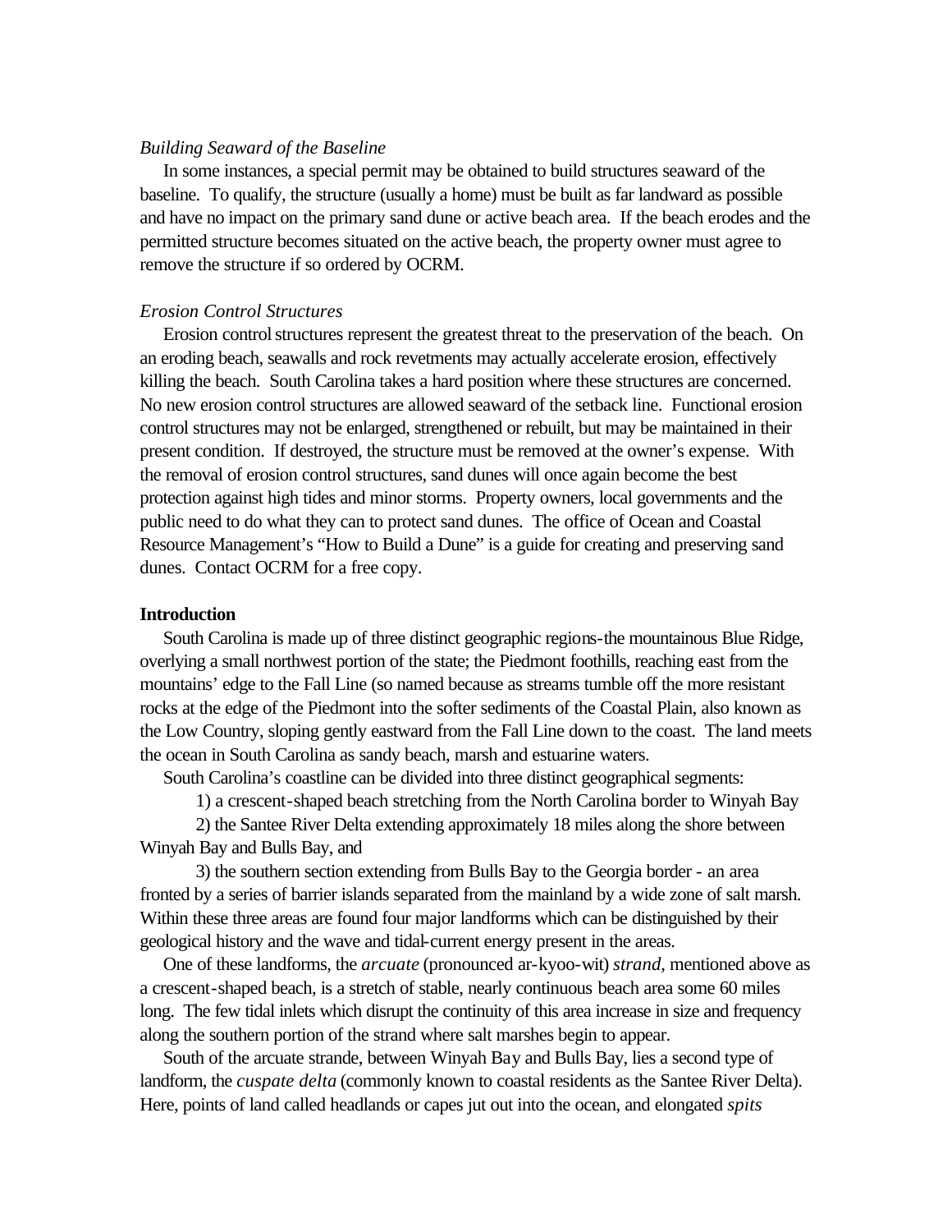*Building Seaward of the Baseline*

In some instances, a special permit may be obtained to build structures seaward of the baseline. To qualify, the structure (usually a home) must be built as far landward as possible and have no impact on the primary sand dune or active beach area. If the beach erodes and the permitted structure becomes situated on the active beach, the property owner must agree to remove the structure if so ordered by OCRM.

*Erosion Control Structures*

Erosion control structures represent the greatest threat to the preservation of the beach. On an eroding beach, seawalls and rock revetments may actually accelerate erosion, effectively killing the beach. South Carolina takes a hard position where these structures are concerned. No new erosion control structures are allowed seaward of the setback line. Functional erosion control structures may not be enlarged, strengthened or rebuilt, but may be maintained in their present condition. If destroyed, the structure must be removed at the owner's expense. With the removal of erosion control structures, sand dunes will once again become the best protection against high tides and minor storms. Property owners, local governments and the public need to do what they can to protect sand dunes. The office of Ocean and Coastal Resource Management's "How to Build a Dune" is a guide for creating and preserving sand dunes. Contact OCRM for a free copy.

**Introduction**

South Carolina is made up of three distinct geographic regions-the mountainous Blue Ridge, overlying a small northwest portion of the state; the Piedmont foothills, reaching east from the mountains' edge to the Fall Line (so named because as streams tumble off the more resistant rocks at the edge of the Piedmont into the softer sediments of the Coastal Plain, also known as the Low Country, sloping gently eastward from the Fall Line down to the coast. The land meets the ocean in South Carolina as sandy beach, marsh and estuarine waters.

South Carolina's coastline can be divided into three distinct geographical segments:

1) a crescent-shaped beach stretching from the North Carolina border to Winyah Bay

2) the Santee River Delta extending approximately 18 miles along the shore between Winyah Bay and Bulls Bay, and

3) the southern section extending from Bulls Bay to the Georgia border - an area fronted by a series of barrier islands separated from the mainland by a wide zone of salt marsh.

Within these three areas are found four major landforms which can be distinguished by their geological history and the wave and tidal-current energy present in the areas.

One of these landforms, the *arcuate* (pronounced ar-kyoo-wit) *strand*, mentioned above as a crescent-shaped beach, is a stretch of stable, nearly continuous beach area some 60 miles long. The few tidal inlets which disrupt the continuity of this area increase in size and frequency along the southern portion of the strand where salt marshes begin to appear.

South of the arcuate strande, between Winyah Bay and Bulls Bay, lies a second type of landform, the *cuspate delta* (commonly known to coastal residents as the Santee River Delta). Here, points of land called headlands or capes jut out into the ocean, and elongated *spits*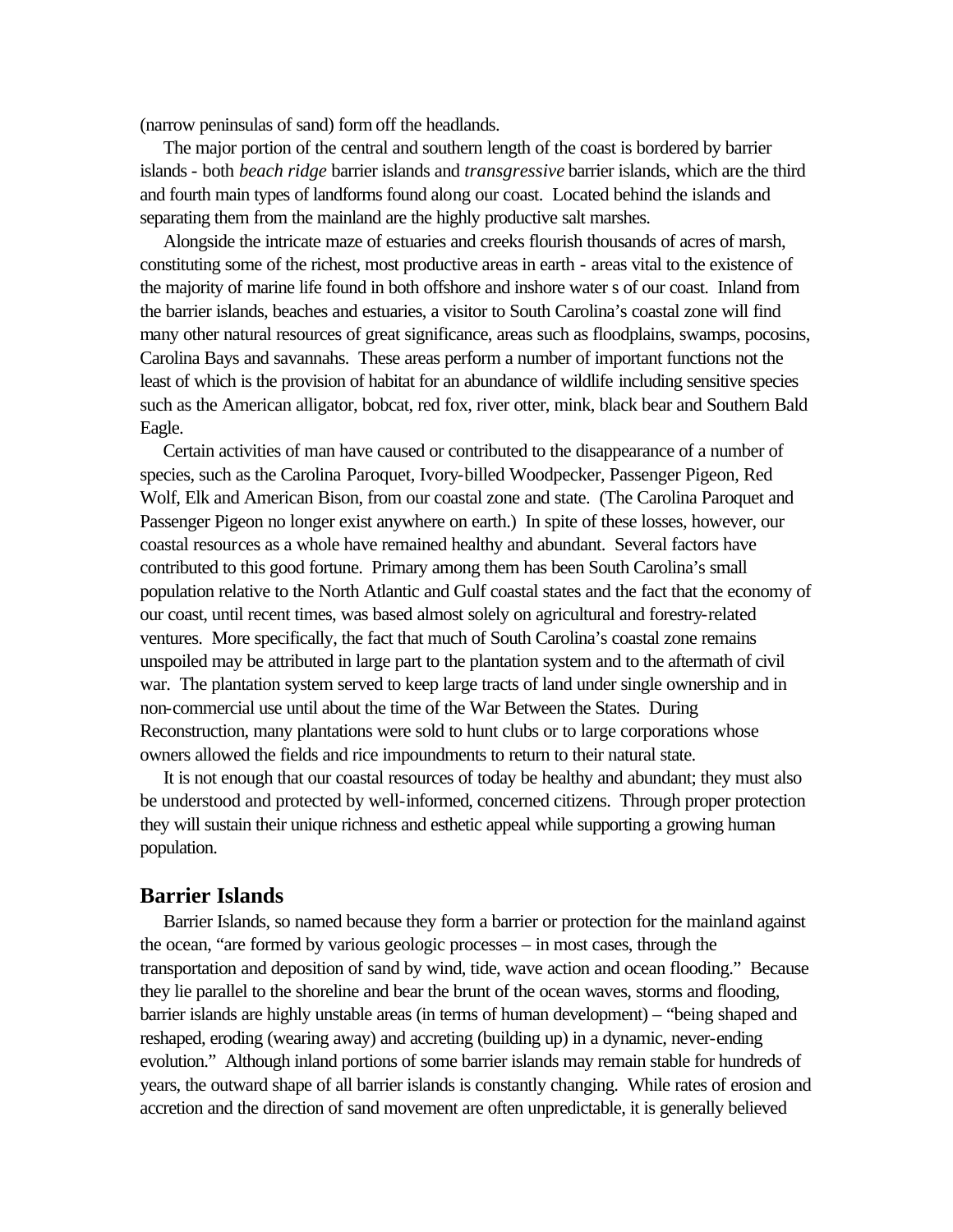(narrow peninsulas of sand) form off the headlands.

The major portion of the central and southern length of the coast is bordered by barrier islands - both *beach ridge* barrier islands and *transgressive* barrier islands, which are the third and fourth main types of landforms found along our coast. Located behind the islands and separating them from the mainland are the highly productive salt marshes.

Alongside the intricate maze of estuaries and creeks flourish thousands of acres of marsh, constituting some of the richest, most productive areas in earth - areas vital to the existence of the majority of marine life found in both offshore and inshore water s of our coast. Inland from the barrier islands, beaches and estuaries, a visitor to South Carolina's coastal zone will find many other natural resources of great significance, areas such as floodplains, swamps, pocosins, Carolina Bays and savannahs. These areas perform a number of important functions not the least of which is the provision of habitat for an abundance of wildlife including sensitive species such as the American alligator, bobcat, red fox, river otter, mink, black bear and Southern Bald Eagle.

Certain activities of man have caused or contributed to the disappearance of a number of species, such as the Carolina Paroquet, Ivory-billed Woodpecker, Passenger Pigeon, Red Wolf, Elk and American Bison, from our coastal zone and state. (The Carolina Paroquet and Passenger Pigeon no longer exist anywhere on earth.) In spite of these losses, however, our coastal resources as a whole have remained healthy and abundant. Several factors have contributed to this good fortune. Primary among them has been South Carolina's small population relative to the North Atlantic and Gulf coastal states and the fact that the economy of our coast, until recent times, was based almost solely on agricultural and forestry-related ventures. More specifically, the fact that much of South Carolina's coastal zone remains unspoiled may be attributed in large part to the plantation system and to the aftermath of civil war. The plantation system served to keep large tracts of land under single ownership and in non-commercial use until about the time of the War Between the States. During Reconstruction, many plantations were sold to hunt clubs or to large corporations whose owners allowed the fields and rice impoundments to return to their natural state.

It is not enough that our coastal resources of today be healthy and abundant; they must also be understood and protected by well-informed, concerned citizens. Through proper protection they will sustain their unique richness and esthetic appeal while supporting a growing human population.

## Barrier Islands

Barrier Islands, so named because they form a barrier or protection for the mainland against the ocean, "are formed by various geologic processes – in most cases, through the transportation and deposition of sand by wind, tide, wave action and ocean flooding." Because they lie parallel to the shoreline and bear the brunt of the ocean waves, storms and flooding, barrier islands are highly unstable areas (in terms of human development) – "being shaped and reshaped, eroding (wearing away) and accreting (building up) in a dynamic, never-ending evolution." Although inland portions of some barrier islands may remain stable for hundreds of years, the outward shape of all barrier islands is constantly changing. While rates of erosion and accretion and the direction of sand movement are often unpredictable, it is generally believed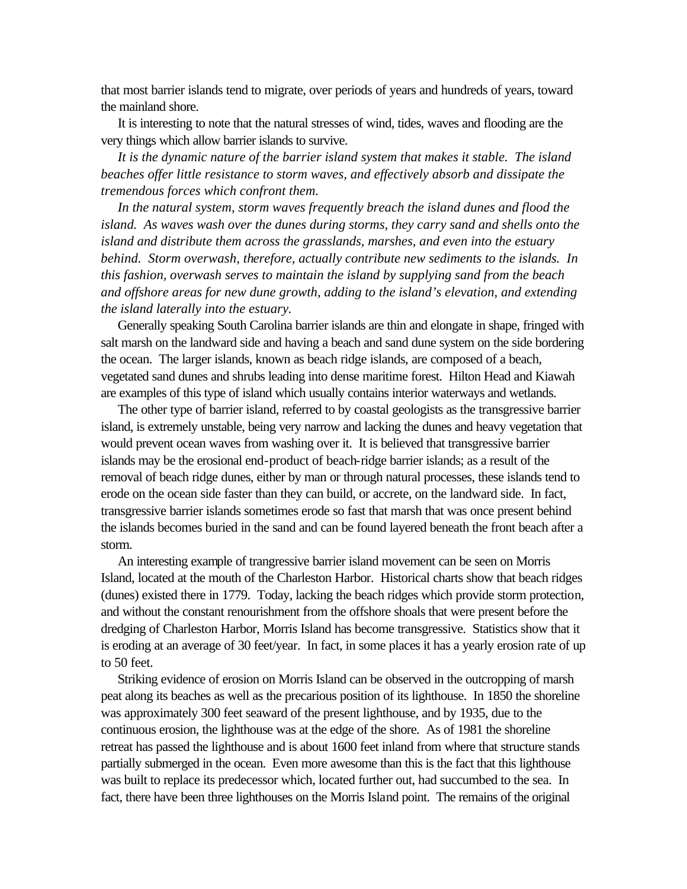that most barrier islands tend to migrate, over periods of years and hundreds of years, toward the mainland shore.

It is interesting to note that the natural stresses of wind, tides, waves and flooding are the very things which allow barrier islands to survive.

*It is the dynamic nature of the barrier island system that makes it stable. The island beaches offer little resistance to storm waves, and effectively absorb and dissipate the tremendous forces which confront them.*

*In the natural system, storm waves frequently breach the island dunes and flood the island. As waves wash over the dunes during storms, they carry sand and shells onto the island and distribute them across the grasslands, marshes, and even into the estuary behind. Storm overwash, therefore, actually contribute new sediments to the islands. In this fashion, overwash serves to maintain the island by supplying sand from the beach and offshore areas for new dune growth, adding to the island's elevation, and extending the island laterally into the estuary.*

Generally speaking South Carolina barrier islands are thin and elongate in shape, fringed with salt marsh on the landward side and having a beach and sand dune system on the side bordering the ocean. The larger islands, known as beach ridge islands, are composed of a beach, vegetated sand dunes and shrubs leading into dense maritime forest. Hilton Head and Kiawah are examples of this type of island which usually contains interior waterways and wetlands.

The other type of barrier island, referred to by coastal geologists as the transgressive barrier island, is extremely unstable, being very narrow and lacking the dunes and heavy vegetation that would prevent ocean waves from washing over it. It is believed that transgressive barrier islands may be the erosional end-product of beach-ridge barrier islands; as a result of the removal of beach ridge dunes, either by man or through natural processes, these islands tend to erode on the ocean side faster than they can build, or accrete, on the landward side. In fact, transgressive barrier islands sometimes erode so fast that marsh that was once present behind the islands becomes buried in the sand and can be found layered beneath the front beach after a storm.

An interesting example of trangressive barrier island movement can be seen on Morris Island, located at the mouth of the Charleston Harbor. Historical charts show that beach ridges (dunes) existed there in 1779. Today, lacking the beach ridges which provide storm protection, and without the constant renourishment from the offshore shoals that were present before the dredging of Charleston Harbor, Morris Island has become transgressive. Statistics show that it is eroding at an average of 30 feet/year. In fact, in some places it has a yearly erosion rate of up to 50 feet.

Striking evidence of erosion on Morris Island can be observed in the outcropping of marsh peat along its beaches as well as the precarious position of its lighthouse. In 1850 the shoreline was approximately 300 feet seaward of the present lighthouse, and by 1935, due to the continuous erosion, the lighthouse was at the edge of the shore. As of 1981 the shoreline retreat has passed the lighthouse and is about 1600 feet inland from where that structure stands partially submerged in the ocean. Even more awesome than this is the fact that this lighthouse was built to replace its predecessor which, located further out, had succumbed to the sea. In fact, there have been three lighthouses on the Morris Island point. The remains of the original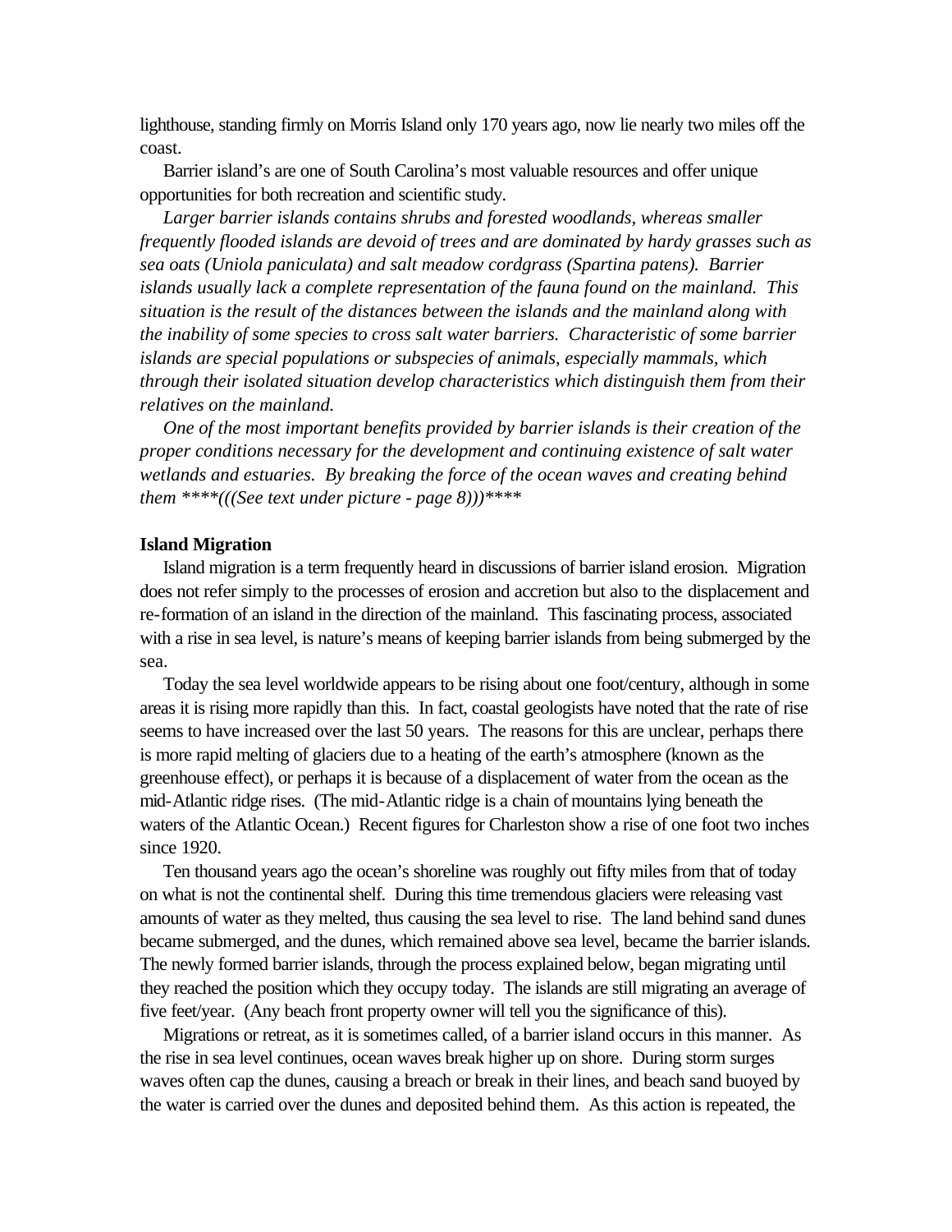lighthouse, standing firmly on Morris Island only 170 years ago, now lie nearly two miles off the coast.

Barrier island's are one of South Carolina's most valuable resources and offer unique opportunities for both recreation and scientific study.

*Larger barrier islands contains shrubs and forested woodlands, whereas smaller frequently flooded islands are devoid of trees and are dominated by hardy grasses such as sea oats (Uniola paniculata) and salt meadow cordgrass (Spartina patens). Barrier islands usually lack a complete representation of the fauna found on the mainland. This situation is the result of the distances between the islands and the mainland along with the inability of some species to cross salt water barriers. Characteristic of some barrier islands are special populations or subspecies of animals, especially mammals, which through their isolated situation develop characteristics which distinguish them from their relatives on the mainland.*

*One of the most important benefits provided by barrier islands is their creation of the proper conditions necessary for the development and continuing existence of salt water wetlands and estuaries. By breaking the force of the ocean waves and creating behind them ****(((See text under picture - page 8)))*****

**Island Migration**

Island migration is a term frequently heard in discussions of barrier island erosion. Migration does not refer simply to the processes of erosion and accretion but also to the displacement and re-formation of an island in the direction of the mainland. This fascinating process, associated with a rise in sea level, is nature's means of keeping barrier islands from being submerged by the sea.

Today the sea level worldwide appears to be rising about one foot/century, although in some areas it is rising more rapidly than this. In fact, coastal geologists have noted that the rate of rise seems to have increased over the last 50 years. The reasons for this are unclear, perhaps there is more rapid melting of glaciers due to a heating of the earth's atmosphere (known as the greenhouse effect), or perhaps it is because of a displacement of water from the ocean as the mid-Atlantic ridge rises. (The mid-Atlantic ridge is a chain of mountains lying beneath the waters of the Atlantic Ocean.) Recent figures for Charleston show a rise of one foot two inches since 1920.

Ten thousand years ago the ocean's shoreline was roughly out fifty miles from that of today on what is not the continental shelf. During this time tremendous glaciers were releasing vast amounts of water as they melted, thus causing the sea level to rise. The land behind sand dunes became submerged, and the dunes, which remained above sea level, became the barrier islands. The newly formed barrier islands, through the process explained below, began migrating until they reached the position which they occupy today. The islands are still migrating an average of five feet/year. (Any beach front property owner will tell you the significance of this).

Migrations or retreat, as it is sometimes called, of a barrier island occurs in this manner. As the rise in sea level continues, ocean waves break higher up on shore. During storm surges waves often cap the dunes, causing a breach or break in their lines, and beach sand buoyed by the water is carried over the dunes and deposited behind them. As this action is repeated, the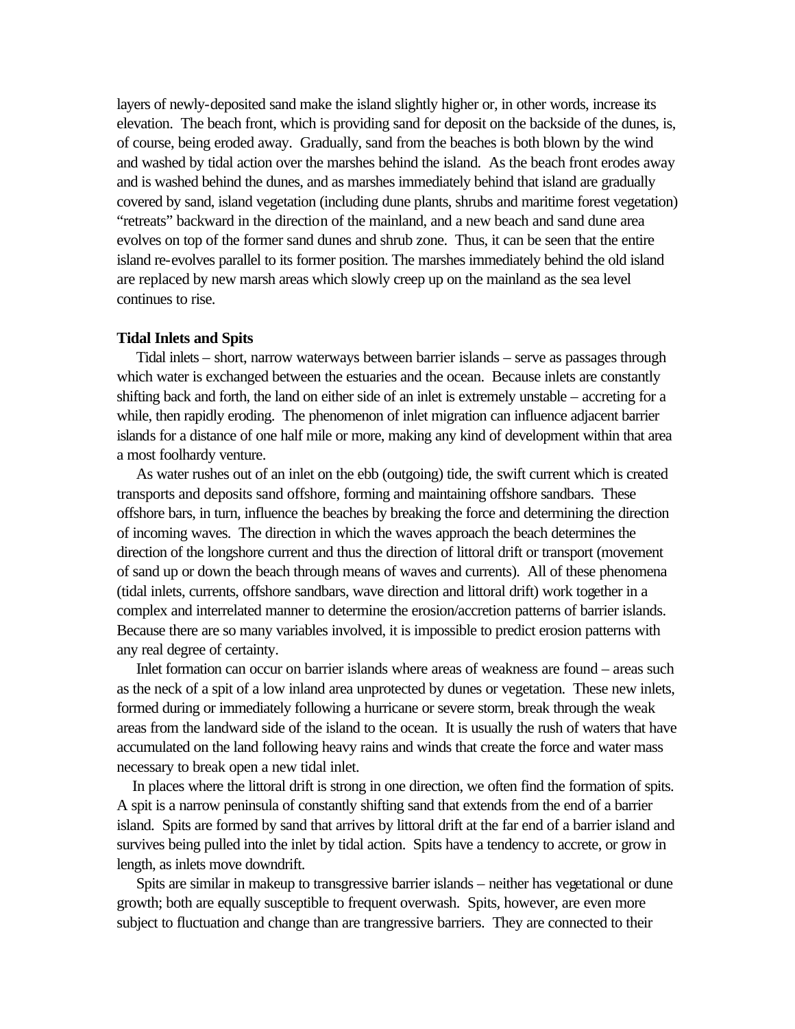layers of newly-deposited sand make the island slightly higher or, in other words, increase its elevation. The beach front, which is providing sand for deposit on the backside of the dunes, is, of course, being eroded away. Gradually, sand from the beaches is both blown by the wind and washed by tidal action over the marshes behind the island. As the beach front erodes away and is washed behind the dunes, and as marshes immediately behind that island are gradually covered by sand, island vegetation (including dune plants, shrubs and maritime forest vegetation) "retreats" backward in the direction of the mainland, and a new beach and sand dune area evolves on top of the former sand dunes and shrub zone. Thus, it can be seen that the entire island re-evolves parallel to its former position. The marshes immediately behind the old island are replaced by new marsh areas which slowly creep up on the mainland as the sea level continues to rise.

**Tidal Inlets and Spits**

Tidal inlets – short, narrow waterways between barrier islands – serve as passages through which water is exchanged between the estuaries and the ocean. Because inlets are constantly shifting back and forth, the land on either side of an inlet is extremely unstable – accreting for a while, then rapidly eroding. The phenomenon of inlet migration can influence adjacent barrier islands for a distance of one half mile or more, making any kind of development within that area a most foolhardy venture.

As water rushes out of an inlet on the ebb (outgoing) tide, the swift current which is created transports and deposits sand offshore, forming and maintaining offshore sandbars. These offshore bars, in turn, influence the beaches by breaking the force and determining the direction of incoming waves. The direction in which the waves approach the beach determines the direction of the longshore current and thus the direction of littoral drift or transport (movement of sand up or down the beach through means of waves and currents). All of these phenomena (tidal inlets, currents, offshore sandbars, wave direction and littoral drift) work together in a complex and interrelated manner to determine the erosion/accretion patterns of barrier islands. Because there are so many variables involved, it is impossible to predict erosion patterns with any real degree of certainty.

Inlet formation can occur on barrier islands where areas of weakness are found – areas such as the neck of a spit of a low inland area unprotected by dunes or vegetation. These new inlets, formed during or immediately following a hurricane or severe storm, break through the weak areas from the landward side of the island to the ocean. It is usually the rush of waters that have accumulated on the land following heavy rains and winds that create the force and water mass necessary to break open a new tidal inlet.

In places where the littoral drift is strong in one direction, we often find the formation of spits. A spit is a narrow peninsula of constantly shifting sand that extends from the end of a barrier island. Spits are formed by sand that arrives by littoral drift at the far end of a barrier island and survives being pulled into the inlet by tidal action. Spits have a tendency to accrete, or grow in length, as inlets move downdrift.

Spits are similar in makeup to transgressive barrier islands – neither has vegetational or dune growth; both are equally susceptible to frequent overwash. Spits, however, are even more subject to fluctuation and change than are trangressive barriers. They are connected to their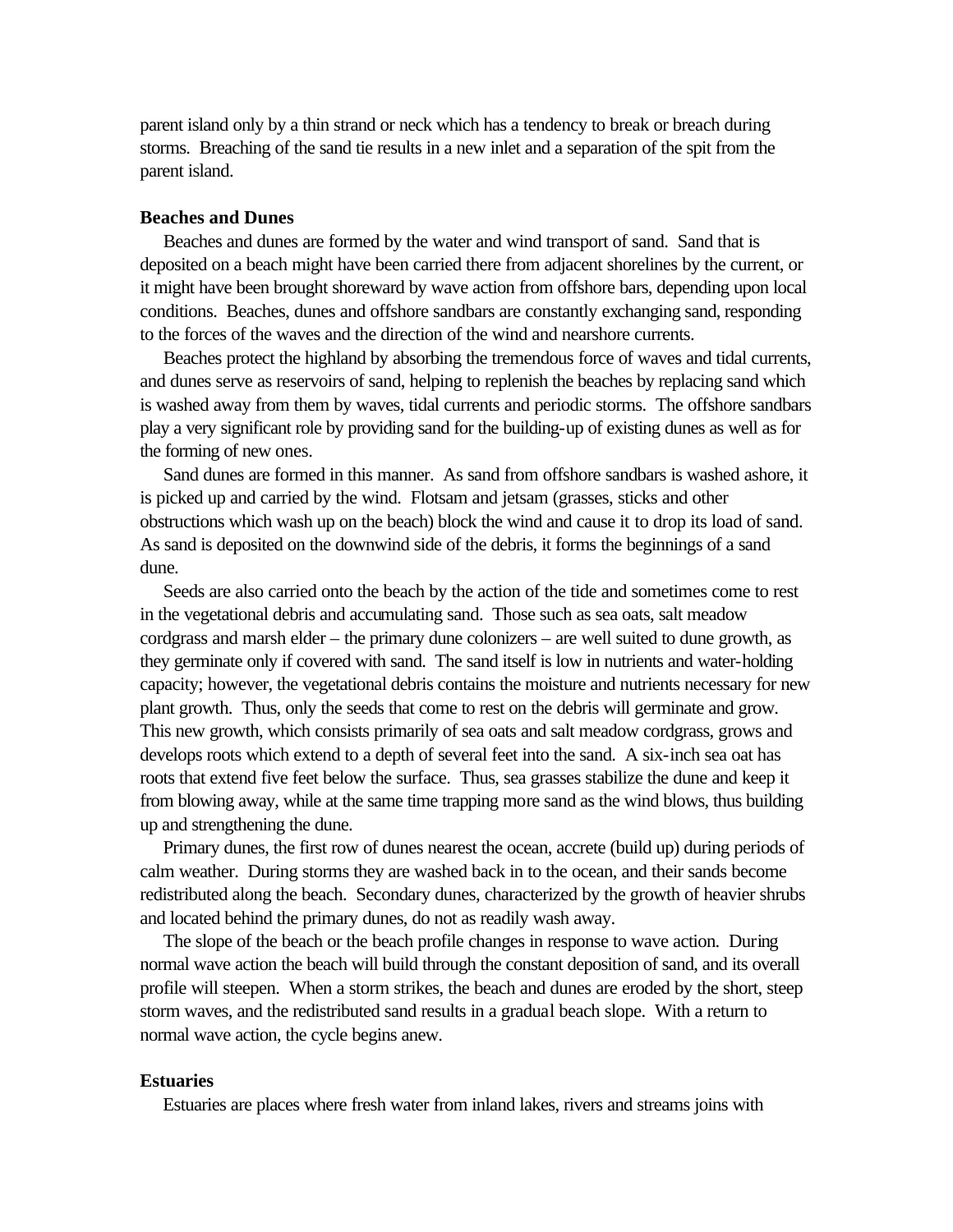parent island only by a thin strand or neck which has a tendency to break or breach during storms. Breaching of the sand tie results in a new inlet and a separation of the spit from the parent island.

### Beaches and Dunes

Beaches and dunes are formed by the water and wind transport of sand. Sand that is deposited on a beach might have been carried there from adjacent shorelines by the current, or it might have been brought shoreward by wave action from offshore bars, depending upon local conditions. Beaches, dunes and offshore sandbars are constantly exchanging sand, responding to the forces of the waves and the direction of the wind and nearshore currents.

Beaches protect the highland by absorbing the tremendous force of waves and tidal currents, and dunes serve as reservoirs of sand, helping to replenish the beaches by replacing sand which is washed away from them by waves, tidal currents and periodic storms. The offshore sandbars play a very significant role by providing sand for the building-up of existing dunes as well as for the forming of new ones.

Sand dunes are formed in this manner. As sand from offshore sandbars is washed ashore, it is picked up and carried by the wind. Flotsam and jetsam (grasses, sticks and other obstructions which wash up on the beach) block the wind and cause it to drop its load of sand. As sand is deposited on the downwind side of the debris, it forms the beginnings of a sand dune.

Seeds are also carried onto the beach by the action of the tide and sometimes come to rest in the vegetational debris and accumulating sand. Those such as sea oats, salt meadow cordgrass and marsh elder – the primary dune colonizers – are well suited to dune growth, as they germinate only if covered with sand. The sand itself is low in nutrients and water-holding capacity; however, the vegetational debris contains the moisture and nutrients necessary for new plant growth. Thus, only the seeds that come to rest on the debris will germinate and grow. This new growth, which consists primarily of sea oats and salt meadow cordgrass, grows and develops roots which extend to a depth of several feet into the sand. A six-inch sea oat has roots that extend five feet below the surface. Thus, sea grasses stabilize the dune and keep it from blowing away, while at the same time trapping more sand as the wind blows, thus building up and strengthening the dune.

Primary dunes, the first row of dunes nearest the ocean, accrete (build up) during periods of calm weather. During storms they are washed back in to the ocean, and their sands become redistributed along the beach. Secondary dunes, characterized by the growth of heavier shrubs and located behind the primary dunes, do not as readily wash away.

The slope of the beach or the beach profile changes in response to wave action. During normal wave action the beach will build through the constant deposition of sand, and its overall profile will steepen. When a storm strikes, the beach and dunes are eroded by the short, steep storm waves, and the redistributed sand results in a gradual beach slope. With a return to normal wave action, the cycle begins anew.

### Estuaries

Estuaries are places where fresh water from inland lakes, rivers and streams joins with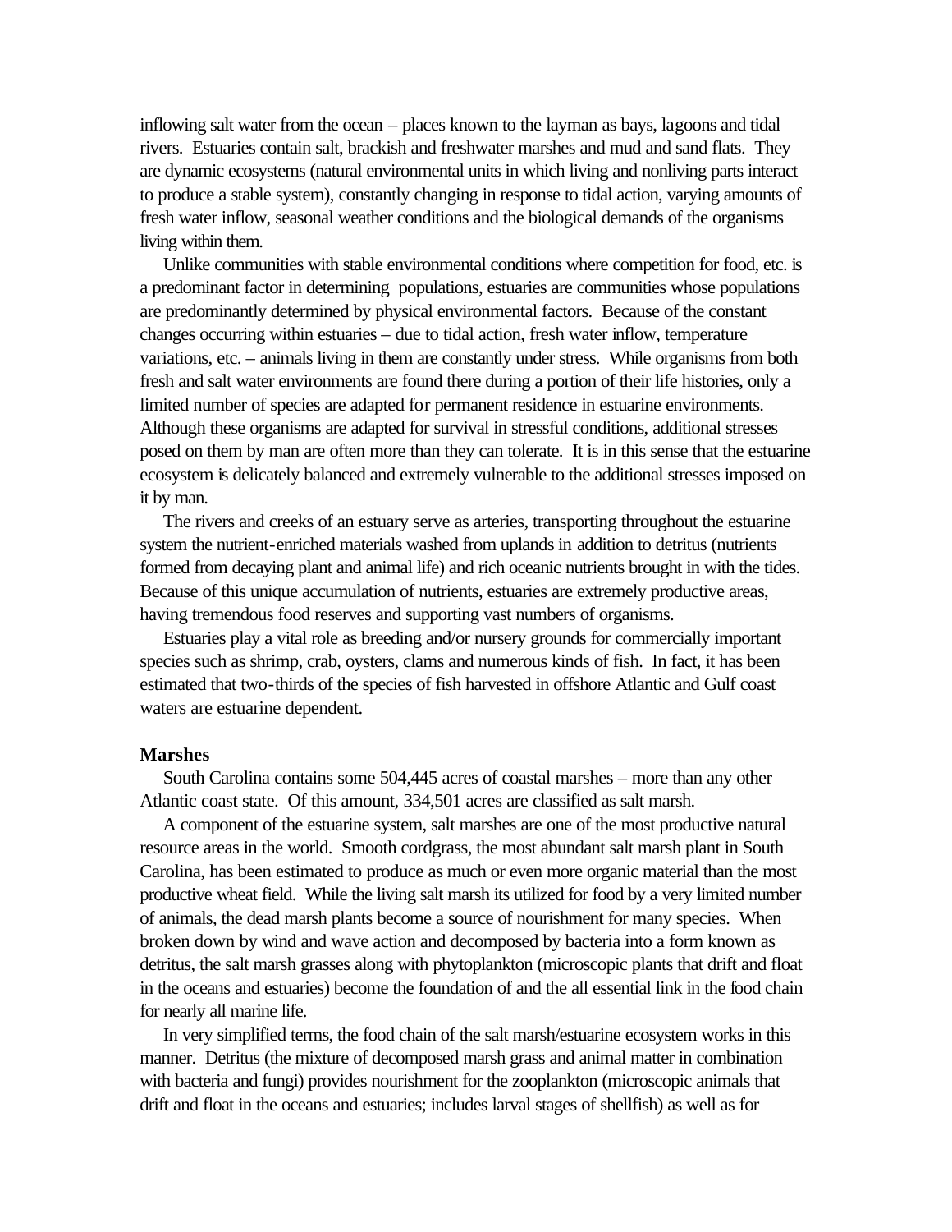inflowing salt water from the ocean – places known to the layman as bays, lagoons and tidal rivers. Estuaries contain salt, brackish and freshwater marshes and mud and sand flats. They are dynamic ecosystems (natural environmental units in which living and nonliving parts interact to produce a stable system), constantly changing in response to tidal action, varying amounts of fresh water inflow, seasonal weather conditions and the biological demands of the organisms living within them.

Unlike communities with stable environmental conditions where competition for food, etc. is a predominant factor in determining populations, estuaries are communities whose populations are predominantly determined by physical environmental factors. Because of the constant changes occurring within estuaries – due to tidal action, fresh water inflow, temperature variations, etc. – animals living in them are constantly under stress. While organisms from both fresh and salt water environments are found there during a portion of their life histories, only a limited number of species are adapted for permanent residence in estuarine environments. Although these organisms are adapted for survival in stressful conditions, additional stresses posed on them by man are often more than they can tolerate. It is in this sense that the estuarine ecosystem is delicately balanced and extremely vulnerable to the additional stresses imposed on it by man.

The rivers and creeks of an estuary serve as arteries, transporting throughout the estuarine system the nutrient-enriched materials washed from uplands in addition to detritus (nutrients formed from decaying plant and animal life) and rich oceanic nutrients brought in with the tides. Because of this unique accumulation of nutrients, estuaries are extremely productive areas, having tremendous food reserves and supporting vast numbers of organisms.

Estuaries play a vital role as breeding and/or nursery grounds for commercially important species such as shrimp, crab, oysters, clams and numerous kinds of fish. In fact, it has been estimated that two-thirds of the species of fish harvested in offshore Atlantic and Gulf coast waters are estuarine dependent.

**Marshes**

South Carolina contains some 504,445 acres of coastal marshes – more than any other Atlantic coast state. Of this amount, 334,501 acres are classified as salt marsh.

A component of the estuarine system, salt marshes are one of the most productive natural resource areas in the world. Smooth cordgrass, the most abundant salt marsh plant in South Carolina, has been estimated to produce as much or even more organic material than the most productive wheat field. While the living salt marsh its utilized for food by a very limited number of animals, the dead marsh plants become a source of nourishment for many species. When broken down by wind and wave action and decomposed by bacteria into a form known as detritus, the salt marsh grasses along with phytoplankton (microscopic plants that drift and float in the oceans and estuaries) become the foundation of and the all essential link in the food chain for nearly all marine life.

In very simplified terms, the food chain of the salt marsh/estuarine ecosystem works in this manner. Detritus (the mixture of decomposed marsh grass and animal matter in combination with bacteria and fungi) provides nourishment for the zooplankton (microscopic animals that drift and float in the oceans and estuaries; includes larval stages of shellfish) as well as for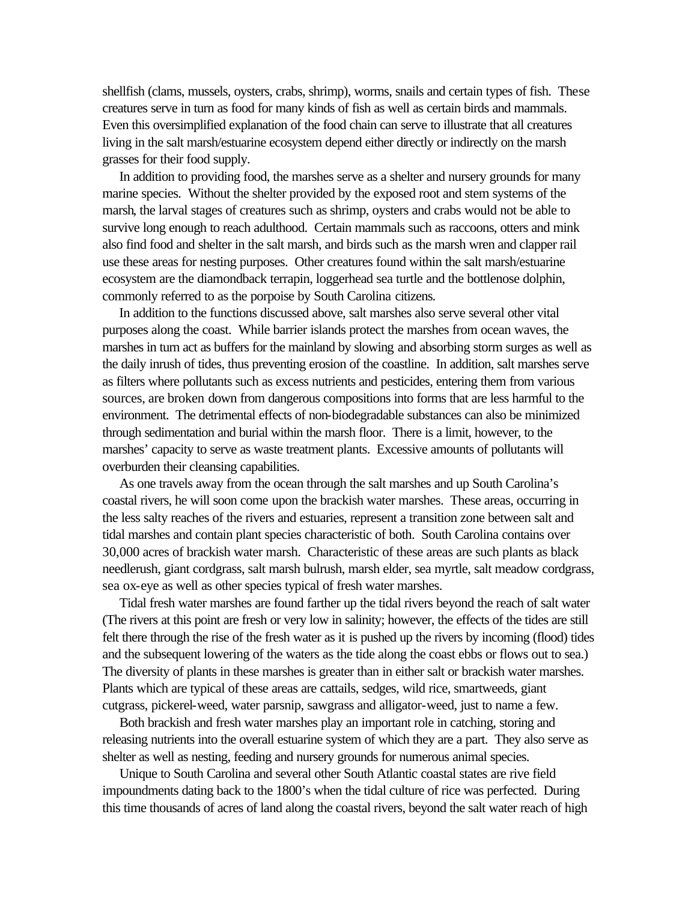shellfish (clams, mussels, oysters, crabs, shrimp), worms, snails and certain types of fish. These creatures serve in turn as food for many kinds of fish as well as certain birds and mammals. Even this oversimplified explanation of the food chain can serve to illustrate that all creatures living in the salt marsh/estuarine ecosystem depend either directly or indirectly on the marsh grasses for their food supply.

In addition to providing food, the marshes serve as a shelter and nursery grounds for many marine species. Without the shelter provided by the exposed root and stem systems of the marsh, the larval stages of creatures such as shrimp, oysters and crabs would not be able to survive long enough to reach adulthood. Certain mammals such as raccoons, otters and mink also find food and shelter in the salt marsh, and birds such as the marsh wren and clapper rail use these areas for nesting purposes. Other creatures found within the salt marsh/estuarine ecosystem are the diamondback terrapin, loggerhead sea turtle and the bottlenose dolphin, commonly referred to as the porpoise by South Carolina citizens.

In addition to the functions discussed above, salt marshes also serve several other vital purposes along the coast. While barrier islands protect the marshes from ocean waves, the marshes in turn act as buffers for the mainland by slowing and absorbing storm surges as well as the daily inrush of tides, thus preventing erosion of the coastline. In addition, salt marshes serve as filters where pollutants such as excess nutrients and pesticides, entering them from various sources, are broken down from dangerous compositions into forms that are less harmful to the environment. The detrimental effects of non-biodegradable substances can also be minimized through sedimentation and burial within the marsh floor. There is a limit, however, to the marshes' capacity to serve as waste treatment plants. Excessive amounts of pollutants will overburden their cleansing capabilities.

As one travels away from the ocean through the salt marshes and up South Carolina's coastal rivers, he will soon come upon the brackish water marshes. These areas, occurring in the less salty reaches of the rivers and estuaries, represent a transition zone between salt and tidal marshes and contain plant species characteristic of both. South Carolina contains over 30,000 acres of brackish water marsh. Characteristic of these areas are such plants as black needlerush, giant cordgrass, salt marsh bulrush, marsh elder, sea myrtle, salt meadow cordgrass, sea ox-eye as well as other species typical of fresh water marshes.

Tidal fresh water marshes are found farther up the tidal rivers beyond the reach of salt water (The rivers at this point are fresh or very low in salinity; however, the effects of the tides are still felt there through the rise of the fresh water as it is pushed up the rivers by incoming (flood) tides and the subsequent lowering of the waters as the tide along the coast ebbs or flows out to sea.) The diversity of plants in these marshes is greater than in either salt or brackish water marshes. Plants which are typical of these areas are cattails, sedges, wild rice, smartweeds, giant cutgrass, pickerel-weed, water parsnip, sawgrass and alligator-weed, just to name a few.

Both brackish and fresh water marshes play an important role in catching, storing and releasing nutrients into the overall estuarine system of which they are a part. They also serve as shelter as well as nesting, feeding and nursery grounds for numerous animal species.

Unique to South Carolina and several other South Atlantic coastal states are rive field impoundments dating back to the 1800's when the tidal culture of rice was perfected. During this time thousands of acres of land along the coastal rivers, beyond the salt water reach of high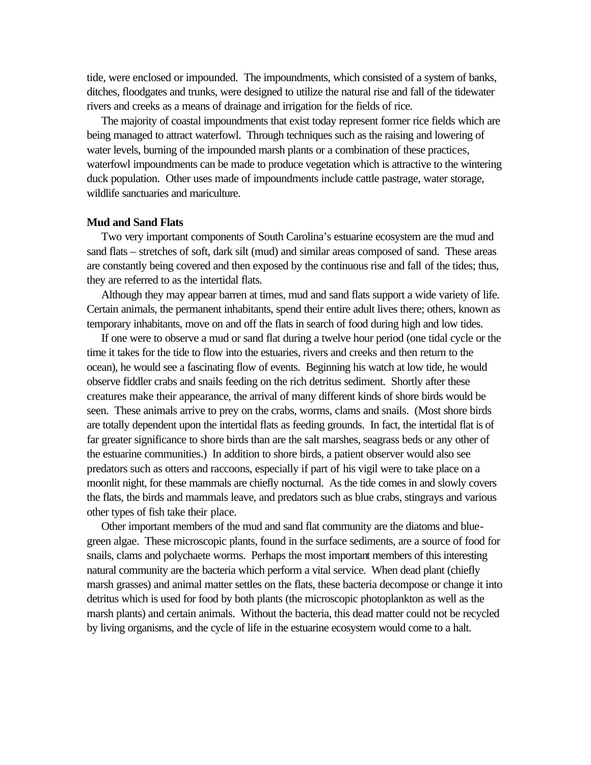tide, were enclosed or impounded. The impoundments, which consisted of a system of banks, ditches, floodgates and trunks, were designed to utilize the natural rise and fall of the tidewater rivers and creeks as a means of drainage and irrigation for the fields of rice.

The majority of coastal impoundments that exist today represent former rice fields which are being managed to attract waterfowl. Through techniques such as the raising and lowering of water levels, burning of the impounded marsh plants or a combination of these practices, waterfowl impoundments can be made to produce vegetation which is attractive to the wintering duck population. Other uses made of impoundments include cattle pastrage, water storage, wildlife sanctuaries and mariculture.

**Mud and Sand Flats**

Two very important components of South Carolina's estuarine ecosystem are the mud and sand flats – stretches of soft, dark silt (mud) and similar areas composed of sand. These areas are constantly being covered and then exposed by the continuous rise and fall of the tides; thus, they are referred to as the intertidal flats.

Although they may appear barren at times, mud and sand flats support a wide variety of life. Certain animals, the permanent inhabitants, spend their entire adult lives there; others, known as temporary inhabitants, move on and off the flats in search of food during high and low tides.

If one were to observe a mud or sand flat during a twelve hour period (one tidal cycle or the time it takes for the tide to flow into the estuaries, rivers and creeks and then return to the ocean), he would see a fascinating flow of events. Beginning his watch at low tide, he would observe fiddler crabs and snails feeding on the rich detritus sediment. Shortly after these creatures make their appearance, the arrival of many different kinds of shore birds would be seen. These animals arrive to prey on the crabs, worms, clams and snails. (Most shore birds are totally dependent upon the intertidal flats as feeding grounds. In fact, the intertidal flat is of far greater significance to shore birds than are the salt marshes, seagrass beds or any other of the estuarine communities.) In addition to shore birds, a patient observer would also see predators such as otters and raccoons, especially if part of his vigil were to take place on a moonlit night, for these mammals are chiefly nocturnal. As the tide comes in and slowly covers the flats, the birds and mammals leave, and predators such as blue crabs, stingrays and various other types of fish take their place.

Other important members of the mud and sand flat community are the diatoms and blue-green algae. These microscopic plants, found in the surface sediments, are a source of food for snails, clams and polychaete worms. Perhaps the most important members of this interesting natural community are the bacteria which perform a vital service. When dead plant (chiefly marsh grasses) and animal matter settles on the flats, these bacteria decompose or change it into detritus which is used for food by both plants (the microscopic photoplankton as well as the marsh plants) and certain animals. Without the bacteria, this dead matter could not be recycled by living organisms, and the cycle of life in the estuarine ecosystem would come to a halt.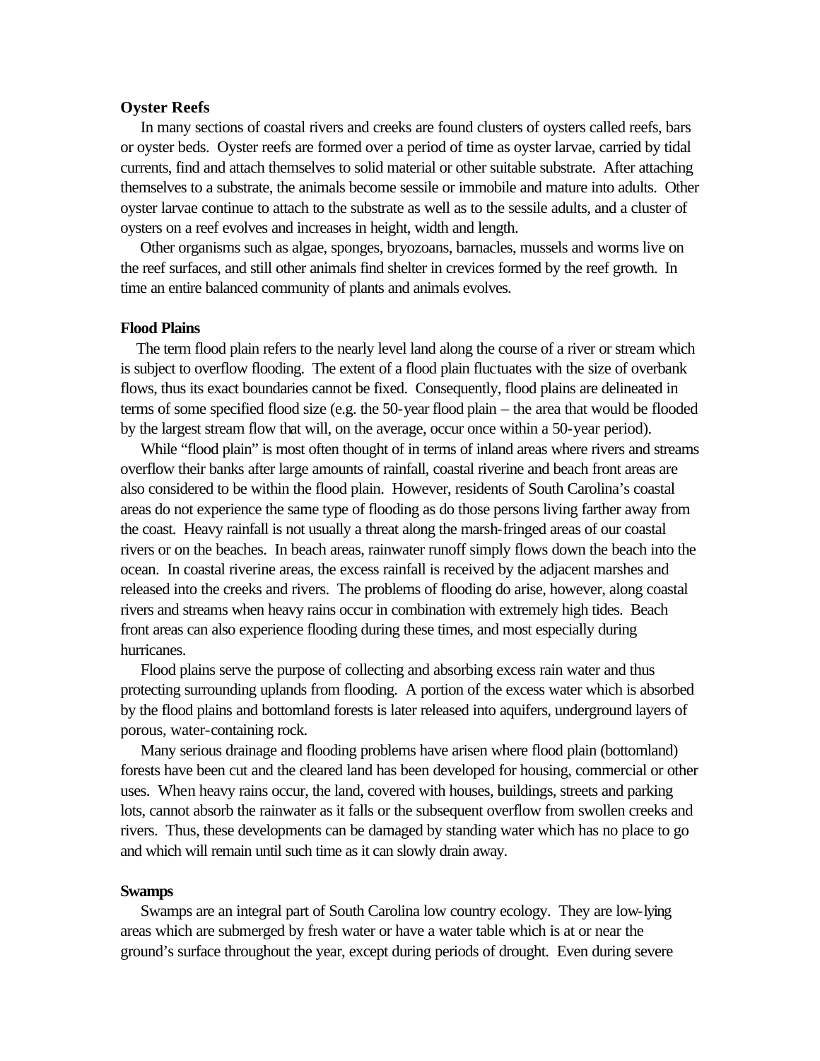### Oyster Reefs

In many sections of coastal rivers and creeks are found clusters of oysters called reefs, bars or oyster beds. Oyster reefs are formed over a period of time as oyster larvae, carried by tidal currents, find and attach themselves to solid material or other suitable substrate. After attaching themselves to a substrate, the animals become sessile or immobile and mature into adults. Other oyster larvae continue to attach to the substrate as well as to the sessile adults, and a cluster of oysters on a reef evolves and increases in height, width and length.

Other organisms such as algae, sponges, bryozoans, barnacles, mussels and worms live on the reef surfaces, and still other animals find shelter in crevices formed by the reef growth. In time an entire balanced community of plants and animals evolves.

### Flood Plains

The term flood plain refers to the nearly level land along the course of a river or stream which is subject to overflow flooding. The extent of a flood plain fluctuates with the size of overbank flows, thus its exact boundaries cannot be fixed. Consequently, flood plains are delineated in terms of some specified flood size (e.g. the 50-year flood plain – the area that would be flooded by the largest stream flow that will, on the average, occur once within a 50-year period).

While "flood plain" is most often thought of in terms of inland areas where rivers and streams overflow their banks after large amounts of rainfall, coastal riverine and beach front areas are also considered to be within the flood plain. However, residents of South Carolina's coastal areas do not experience the same type of flooding as do those persons living farther away from the coast. Heavy rainfall is not usually a threat along the marsh-fringed areas of our coastal rivers or on the beaches. In beach areas, rainwater runoff simply flows down the beach into the ocean. In coastal riverine areas, the excess rainfall is received by the adjacent marshes and released into the creeks and rivers. The problems of flooding do arise, however, along coastal rivers and streams when heavy rains occur in combination with extremely high tides. Beach front areas can also experience flooding during these times, and most especially during hurricanes.

Flood plains serve the purpose of collecting and absorbing excess rain water and thus protecting surrounding uplands from flooding. A portion of the excess water which is absorbed by the flood plains and bottomland forests is later released into aquifers, underground layers of porous, water-containing rock.

Many serious drainage and flooding problems have arisen where flood plain (bottomland) forests have been cut and the cleared land has been developed for housing, commercial or other uses. When heavy rains occur, the land, covered with houses, buildings, streets and parking lots, cannot absorb the rainwater as it falls or the subsequent overflow from swollen creeks and rivers. Thus, these developments can be damaged by standing water which has no place to go and which will remain until such time as it can slowly drain away.

### Swamps

Swamps are an integral part of South Carolina low country ecology. They are low-lying areas which are submerged by fresh water or have a water table which is at or near the ground's surface throughout the year, except during periods of drought. Even during severe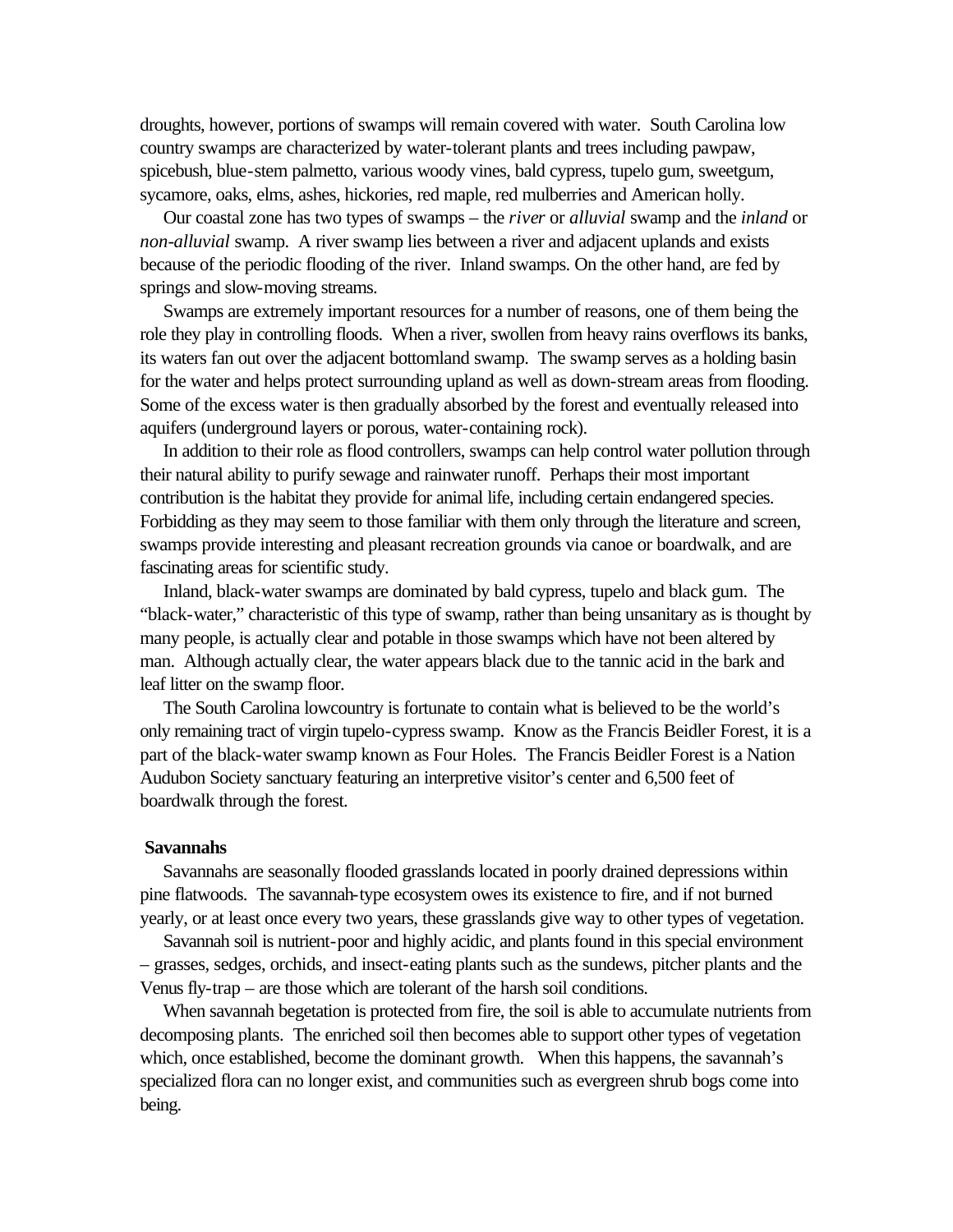droughts, however, portions of swamps will remain covered with water. South Carolina low country swamps are characterized by water-tolerant plants and trees including pawpaw, spicebush, blue-stem palmetto, various woody vines, bald cypress, tupelo gum, sweetgum, sycamore, oaks, elms, ashes, hickories, red maple, red mulberries and American holly.

Our coastal zone has two types of swamps – the *river* or *alluvial* swamp and the *inland* or *non-alluvial* swamp. A river swamp lies between a river and adjacent uplands and exists because of the periodic flooding of the river. Inland swamps. On the other hand, are fed by springs and slow-moving streams.

Swamps are extremely important resources for a number of reasons, one of them being the role they play in controlling floods. When a river, swollen from heavy rains overflows its banks, its waters fan out over the adjacent bottomland swamp. The swamp serves as a holding basin for the water and helps protect surrounding upland as well as down-stream areas from flooding. Some of the excess water is then gradually absorbed by the forest and eventually released into aquifers (underground layers or porous, water-containing rock).

In addition to their role as flood controllers, swamps can help control water pollution through their natural ability to purify sewage and rainwater runoff. Perhaps their most important contribution is the habitat they provide for animal life, including certain endangered species. Forbidding as they may seem to those familiar with them only through the literature and screen, swamps provide interesting and pleasant recreation grounds via canoe or boardwalk, and are fascinating areas for scientific study.

Inland, black-water swamps are dominated by bald cypress, tupelo and black gum. The "black-water," characteristic of this type of swamp, rather than being unsanitary as is thought by many people, is actually clear and potable in those swamps which have not been altered by man. Although actually clear, the water appears black due to the tannic acid in the bark and leaf litter on the swamp floor.

The South Carolina lowcountry is fortunate to contain what is believed to be the world's only remaining tract of virgin tupelo-cypress swamp. Know as the Francis Beidler Forest, it is a part of the black-water swamp known as Four Holes. The Francis Beidler Forest is a Nation Audubon Society sanctuary featuring an interpretive visitor's center and 6,500 feet of boardwalk through the forest.

**Savannahs**

Savannahs are seasonally flooded grasslands located in poorly drained depressions within pine flatwoods. The savannah-type ecosystem owes its existence to fire, and if not burned yearly, or at least once every two years, these grasslands give way to other types of vegetation.

Savannah soil is nutrient-poor and highly acidic, and plants found in this special environment – grasses, sedges, orchids, and insect-eating plants such as the sundews, pitcher plants and the Venus fly-trap – are those which are tolerant of the harsh soil conditions.

When savannah begetation is protected from fire, the soil is able to accumulate nutrients from decomposing plants. The enriched soil then becomes able to support other types of vegetation which, once established, become the dominant growth. When this happens, the savannah's specialized flora can no longer exist, and communities such as evergreen shrub bogs come into being.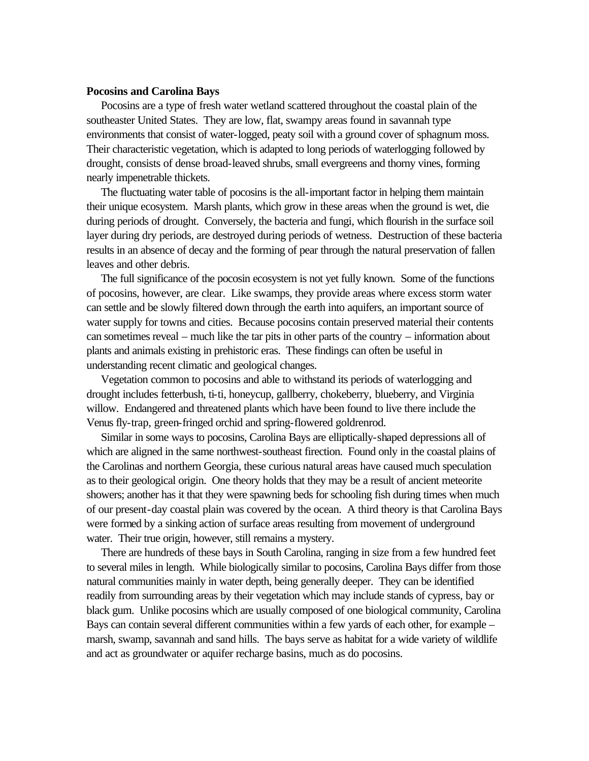**Pocosins and Carolina Bays**

Pocosins are a type of fresh water wetland scattered throughout the coastal plain of the southeaster United States. They are low, flat, swampy areas found in savannah type environments that consist of water-logged, peaty soil with a ground cover of sphagnum moss. Their characteristic vegetation, which is adapted to long periods of waterlogging followed by drought, consists of dense broad-leaved shrubs, small evergreens and thorny vines, forming nearly impenetrable thickets.

The fluctuating water table of pocosins is the all-important factor in helping them maintain their unique ecosystem. Marsh plants, which grow in these areas when the ground is wet, die during periods of drought. Conversely, the bacteria and fungi, which flourish in the surface soil layer during dry periods, are destroyed during periods of wetness. Destruction of these bacteria results in an absence of decay and the forming of pear through the natural preservation of fallen leaves and other debris.

The full significance of the pocosin ecosystem is not yet fully known. Some of the functions of pocosins, however, are clear. Like swamps, they provide areas where excess storm water can settle and be slowly filtered down through the earth into aquifers, an important source of water supply for towns and cities. Because pocosins contain preserved material their contents can sometimes reveal – much like the tar pits in other parts of the country – information about plants and animals existing in prehistoric eras. These findings can often be useful in understanding recent climatic and geological changes.

Vegetation common to pocosins and able to withstand its periods of waterlogging and drought includes fetterbush, ti-ti, honeycup, gallberry, chokeberry, blueberry, and Virginia willow. Endangered and threatened plants which have been found to live there include the Venus fly-trap, green-fringed orchid and spring-flowered goldrenrod.

Similar in some ways to pocosins, Carolina Bays are elliptically-shaped depressions all of which are aligned in the same northwest-southeast firection. Found only in the coastal plains of the Carolinas and northern Georgia, these curious natural areas have caused much speculation as to their geological origin. One theory holds that they may be a result of ancient meteorite showers; another has it that they were spawning beds for schooling fish during times when much of our present-day coastal plain was covered by the ocean. A third theory is that Carolina Bays were formed by a sinking action of surface areas resulting from movement of underground water. Their true origin, however, still remains a mystery.

There are hundreds of these bays in South Carolina, ranging in size from a few hundred feet to several miles in length. While biologically similar to pocosins, Carolina Bays differ from those natural communities mainly in water depth, being generally deeper. They can be identified readily from surrounding areas by their vegetation which may include stands of cypress, bay or black gum. Unlike pocosins which are usually composed of one biological community, Carolina Bays can contain several different communities within a few yards of each other, for example – marsh, swamp, savannah and sand hills. The bays serve as habitat for a wide variety of wildlife and act as groundwater or aquifer recharge basins, much as do pocosins.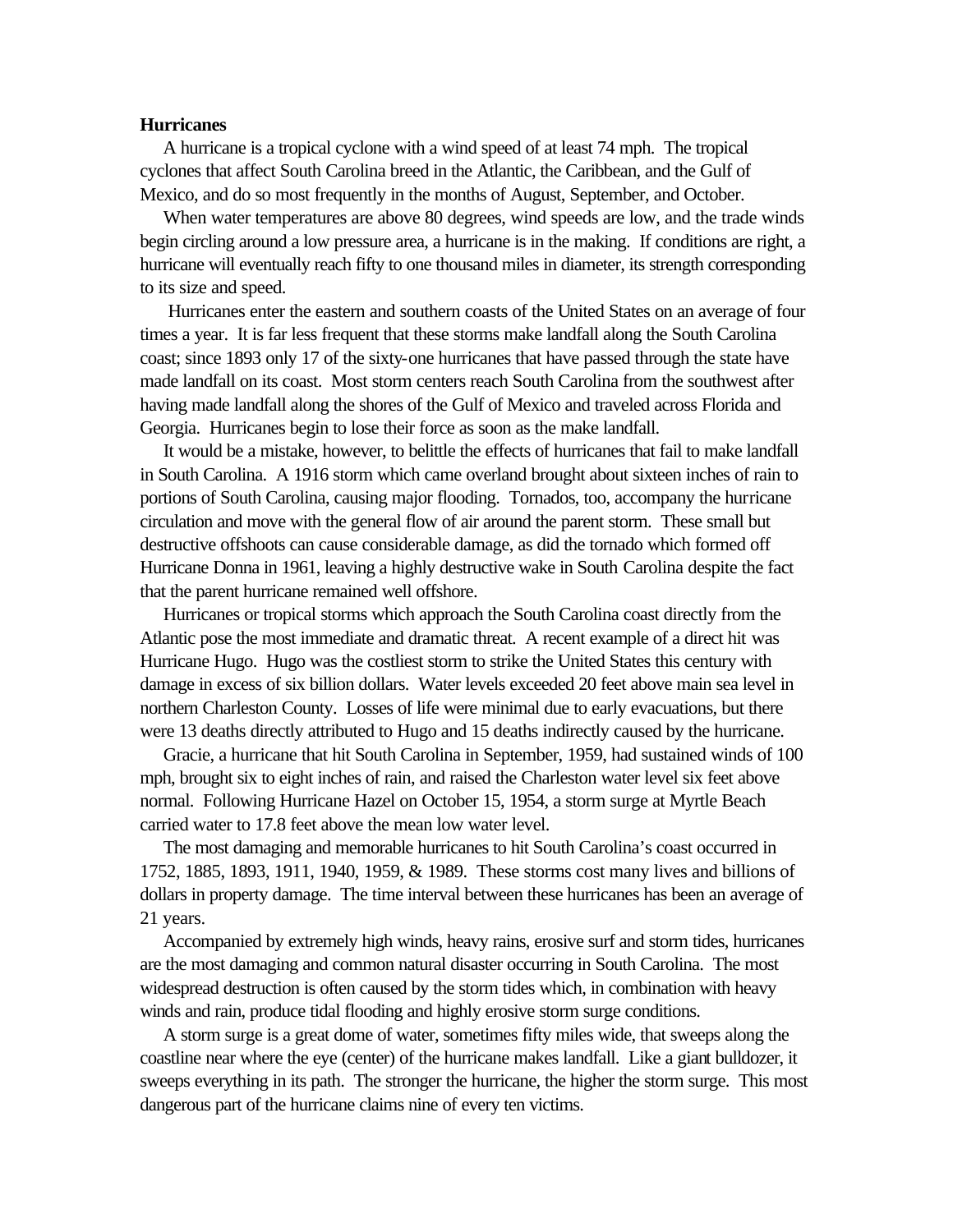**Hurricanes**

A hurricane is a tropical cyclone with a wind speed of at least 74 mph. The tropical cyclones that affect South Carolina breed in the Atlantic, the Caribbean, and the Gulf of Mexico, and do so most frequently in the months of August, September, and October.

When water temperatures are above 80 degrees, wind speeds are low, and the trade winds begin circling around a low pressure area, a hurricane is in the making. If conditions are right, a hurricane will eventually reach fifty to one thousand miles in diameter, its strength corresponding to its size and speed.

Hurricanes enter the eastern and southern coasts of the United States on an average of four times a year. It is far less frequent that these storms make landfall along the South Carolina coast; since 1893 only 17 of the sixty-one hurricanes that have passed through the state have made landfall on its coast. Most storm centers reach South Carolina from the southwest after having made landfall along the shores of the Gulf of Mexico and traveled across Florida and Georgia. Hurricanes begin to lose their force as soon as the make landfall.

It would be a mistake, however, to belittle the effects of hurricanes that fail to make landfall in South Carolina. A 1916 storm which came overland brought about sixteen inches of rain to portions of South Carolina, causing major flooding. Tornados, too, accompany the hurricane circulation and move with the general flow of air around the parent storm. These small but destructive offshoots can cause considerable damage, as did the tornado which formed off Hurricane Donna in 1961, leaving a highly destructive wake in South Carolina despite the fact that the parent hurricane remained well offshore.

Hurricanes or tropical storms which approach the South Carolina coast directly from the Atlantic pose the most immediate and dramatic threat. A recent example of a direct hit was Hurricane Hugo. Hugo was the costliest storm to strike the United States this century with damage in excess of six billion dollars. Water levels exceeded 20 feet above main sea level in northern Charleston County. Losses of life were minimal due to early evacuations, but there were 13 deaths directly attributed to Hugo and 15 deaths indirectly caused by the hurricane.

Gracie, a hurricane that hit South Carolina in September, 1959, had sustained winds of 100 mph, brought six to eight inches of rain, and raised the Charleston water level six feet above normal. Following Hurricane Hazel on October 15, 1954, a storm surge at Myrtle Beach carried water to 17.8 feet above the mean low water level.

The most damaging and memorable hurricanes to hit South Carolina's coast occurred in 1752, 1885, 1893, 1911, 1940, 1959, & 1989. These storms cost many lives and billions of dollars in property damage. The time interval between these hurricanes has been an average of 21 years.

Accompanied by extremely high winds, heavy rains, erosive surf and storm tides, hurricanes are the most damaging and common natural disaster occurring in South Carolina. The most widespread destruction is often caused by the storm tides which, in combination with heavy winds and rain, produce tidal flooding and highly erosive storm surge conditions.

A storm surge is a great dome of water, sometimes fifty miles wide, that sweeps along the coastline near where the eye (center) of the hurricane makes landfall. Like a giant bulldozer, it sweeps everything in its path. The stronger the hurricane, the higher the storm surge. This most dangerous part of the hurricane claims nine of every ten victims.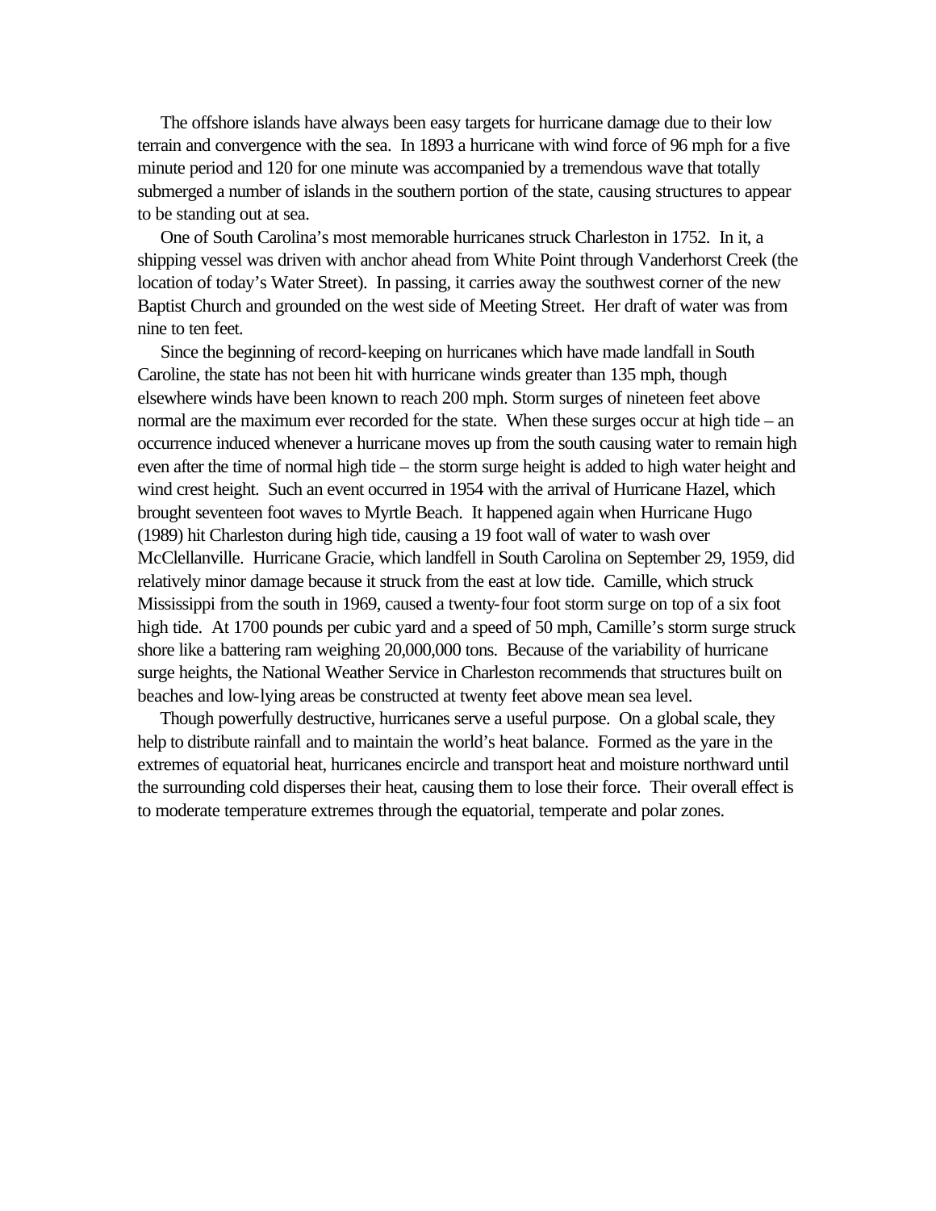The offshore islands have always been easy targets for hurricane damage due to their low terrain and convergence with the sea. In 1893 a hurricane with wind force of 96 mph for a five minute period and 120 for one minute was accompanied by a tremendous wave that totally submerged a number of islands in the southern portion of the state, causing structures to appear to be standing out at sea.

One of South Carolina's most memorable hurricanes struck Charleston in 1752. In it, a shipping vessel was driven with anchor ahead from White Point through Vanderhorst Creek (the location of today's Water Street). In passing, it carries away the southwest corner of the new Baptist Church and grounded on the west side of Meeting Street. Her draft of water was from nine to ten feet.

Since the beginning of record-keeping on hurricanes which have made landfall in South Caroline, the state has not been hit with hurricane winds greater than 135 mph, though elsewhere winds have been known to reach 200 mph. Storm surges of nineteen feet above normal are the maximum ever recorded for the state. When these surges occur at high tide – an occurrence induced whenever a hurricane moves up from the south causing water to remain high even after the time of normal high tide – the storm surge height is added to high water height and wind crest height. Such an event occurred in 1954 with the arrival of Hurricane Hazel, which brought seventeen foot waves to Myrtle Beach. It happened again when Hurricane Hugo (1989) hit Charleston during high tide, causing a 19 foot wall of water to wash over McClellanville. Hurricane Gracie, which landfell in South Carolina on September 29, 1959, did relatively minor damage because it struck from the east at low tide. Camille, which struck Mississippi from the south in 1969, caused a twenty-four foot storm surge on top of a six foot high tide. At 1700 pounds per cubic yard and a speed of 50 mph, Camille's storm surge struck shore like a battering ram weighing 20,000,000 tons. Because of the variability of hurricane surge heights, the National Weather Service in Charleston recommends that structures built on beaches and low-lying areas be constructed at twenty feet above mean sea level.

Though powerfully destructive, hurricanes serve a useful purpose. On a global scale, they help to distribute rainfall and to maintain the world's heat balance. Formed as the yare in the extremes of equatorial heat, hurricanes encircle and transport heat and moisture northward until the surrounding cold disperses their heat, causing them to lose their force. Their overall effect is to moderate temperature extremes through the equatorial, temperate and polar zones.